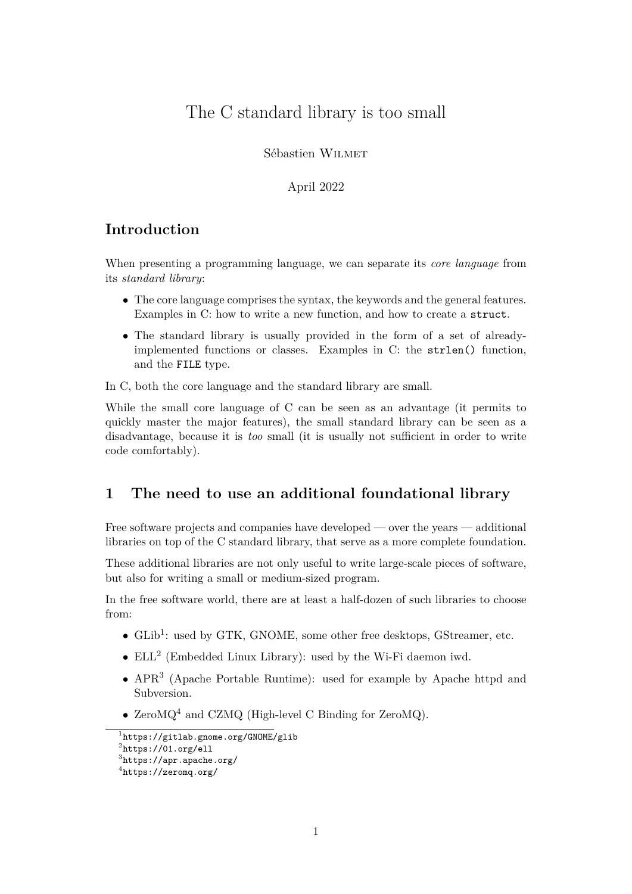# The C standard library is too small

Sébastien Wilmet

April 2022

## Introduction

When presenting a programming language, we can separate its *core language* from its *standard library*:

- The core language comprises the syntax, the keywords and the general features. Examples in C: how to write a new function, and how to create a `struct`.
- The standard library is usually provided in the form of a set of already-implemented functions or classes. Examples in C: the `strlen()` function, and the `FILE` type.

In C, both the core language and the standard library are small.

While the small core language of C can be seen as an advantage (it permits to quickly master the major features), the small standard library can be seen as a disadvantage, because it is *too* small (it is usually not sufficient in order to write code comfortably).

## 1 The need to use an additional foundational library

Free software projects and companies have developed — over the years — additional libraries on top of the C standard library, that serve as a more complete foundation.

These additional libraries are not only useful to write large-scale pieces of software, but also for writing a small or medium-sized program.

In the free software world, there are at least a half-dozen of such libraries to choose from:

- GLib[1]: used by GTK, GNOME, some other free desktops, GStreamer, etc.
- ELL[2] (Embedded Linux Library): used by the Wi-Fi daemon iwd.
- APR[3] (Apache Portable Runtime): used for example by Apache httpd and Subversion.
- ZeroMQ[4] and CZMQ (High-level C Binding for ZeroMQ).

[1] `https://gitlab.gnome.org/GNOME/glib`
[2] `https://01.org/ell`
[3] `https://apr.apache.org/`
[4] `https://zeromq.org/`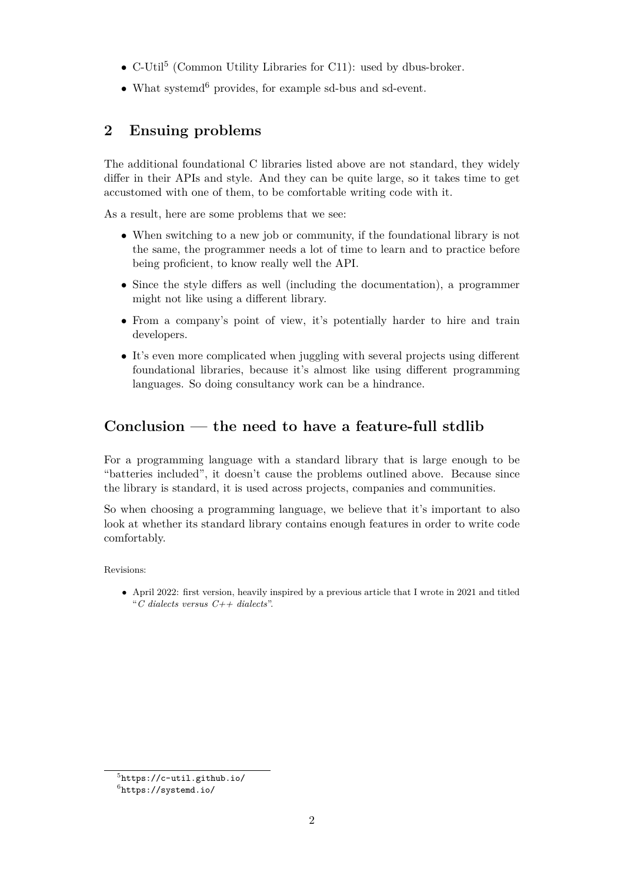- C-Util[5] (Common Utility Libraries for C11): used by dbus-broker.
- What systemd[6] provides, for example sd-bus and sd-event.

## 2 Ensuing problems

The additional foundational C libraries listed above are not standard, they widely differ in their APIs and style. And they can be quite large, so it takes time to get accustomed with one of them, to be comfortable writing code with it.

As a result, here are some problems that we see:

- When switching to a new job or community, if the foundational library is not the same, the programmer needs a lot of time to learn and to practice before being proficient, to know really well the API.
- Since the style differs as well (including the documentation), a programmer might not like using a different library.
- From a company's point of view, it's potentially harder to hire and train developers.
- It's even more complicated when juggling with several projects using different foundational libraries, because it's almost like using different programming languages. So doing consultancy work can be a hindrance.

## Conclusion — the need to have a feature-full stdlib

For a programming language with a standard library that is large enough to be "batteries included", it doesn't cause the problems outlined above. Because since the library is standard, it is used across projects, companies and communities.

So when choosing a programming language, we believe that it's important to also look at whether its standard library contains enough features in order to write code comfortably.

Revisions:

- April 2022: first version, heavily inspired by a previous article that I wrote in 2021 and titled "*C dialects versus C++ dialects*".

---

[5] https://c-util.github.io/

[6] https://systemd.io/